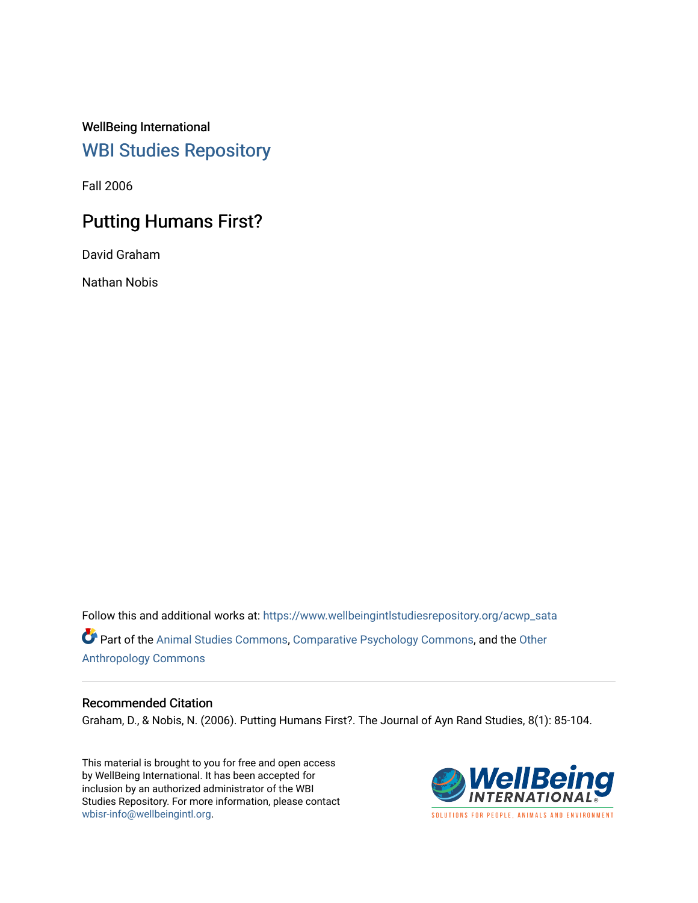WellBeing International

## WBI Studies Repository

Fall 2006

# Putting Humans First?

David Graham

Nathan Nobis

Follow this and additional works at: https://www.wellbeingintlstudiesrepository.org/acwp_sata

Part of the Animal Studies Commons, Comparative Psychology Commons, and the Other Anthropology Commons

### Recommended Citation

Graham, D., & Nobis, N. (2006). Putting Humans First?. The Journal of Ayn Rand Studies, 8(1): 85-104.

This material is brought to you for free and open access by WellBeing International. It has been accepted for inclusion by an authorized administrator of the WBI Studies Repository. For more information, please contact wbisr-info@wellbeingintl.org.

WellBeing INTERNATIONAL

SOLUTIONS FOR PEOPLE, ANIMALS AND ENVIRONMENT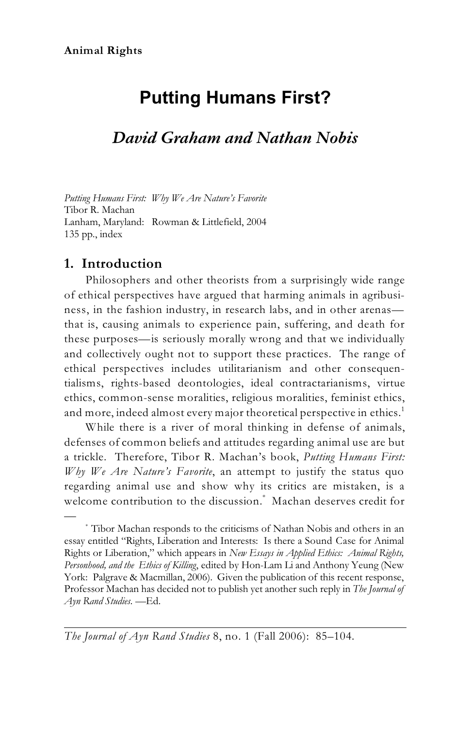Animal Rights

# Putting Humans First?

## *David Graham and Nathan Nobis*

*Putting Humans First: Why We Are Nature's Favorite*
Tibor R. Machan
Lanham, Maryland: Rowman & Littlefield, 2004
135 pp., index

### 1. Introduction

Philosophers and other theorists from a surprisingly wide range of ethical perspectives have argued that harming animals in agribusiness, in the fashion industry, in research labs, and in other arenas—that is, causing animals to experience pain, suffering, and death for these purposes—is seriously morally wrong and that we individually and collectively ought not to support these practices. The range of ethical perspectives includes utilitarianism and other consequentialisms, rights-based deontologies, ideal contractarianisms, virtue ethics, common-sense moralities, religious moralities, feminist ethics, and more, indeed almost every major theoretical perspective in ethics.[1]

While there is a river of moral thinking in defense of animals, defenses of common beliefs and attitudes regarding animal use are but a trickle. Therefore, Tibor R. Machan's book, *Putting Humans First: Why We Are Nature's Favorite*, an attempt to justify the status quo regarding animal use and show why its critics are mistaken, is a welcome contribution to the discussion.[*] Machan deserves credit for

—

[*] Tibor Machan responds to the criticisms of Nathan Nobis and others in an essay entitled "Rights, Liberation and Interests: Is there a Sound Case for Animal Rights or Liberation," which appears in *New Essays in Applied Ethics: Animal Rights, Personhood, and the Ethics of Killing*, edited by Hon-Lam Li and Anthony Yeung (New York: Palgrave & Macmillan, 2006). Given the publication of this recent response, Professor Machan has decided not to publish yet another such reply in *The Journal of Ayn Rand Studies*. —Ed.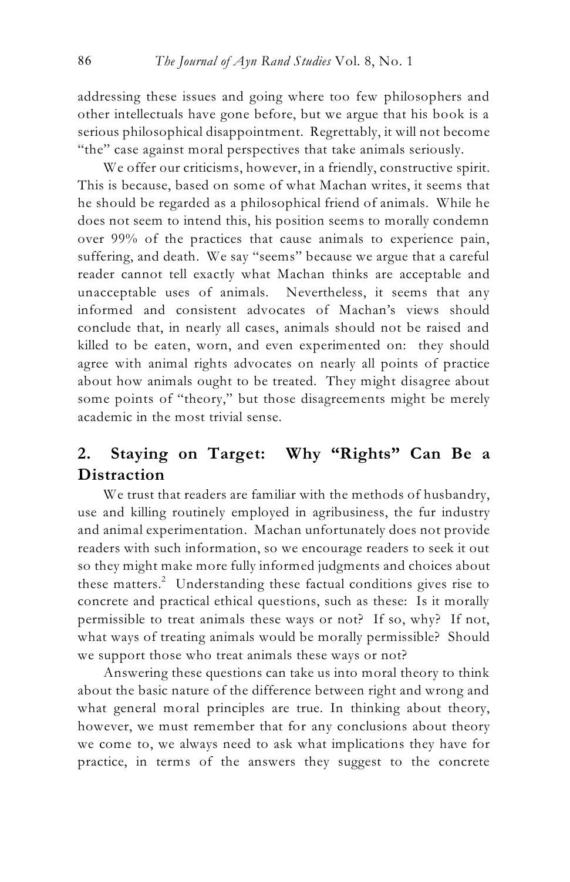addressing these issues and going where too few philosophers and other intellectuals have gone before, but we argue that his book is a serious philosophical disappointment. Regrettably, it will not become "the" case against moral perspectives that take animals seriously.

We offer our criticisms, however, in a friendly, constructive spirit. This is because, based on some of what Machan writes, it seems that he should be regarded as a philosophical friend of animals. While he does not seem to intend this, his position seems to morally condemn over 99% of the practices that cause animals to experience pain, suffering, and death. We say "seems" because we argue that a careful reader cannot tell exactly what Machan thinks are acceptable and unacceptable uses of animals. Nevertheless, it seems that any informed and consistent advocates of Machan's views should conclude that, in nearly all cases, animals should not be raised and killed to be eaten, worn, and even experimented on: they should agree with animal rights advocates on nearly all points of practice about how animals ought to be treated. They might disagree about some points of "theory," but those disagreements might be merely academic in the most trivial sense.

## 2. Staying on Target: Why "Rights" Can Be a Distraction

We trust that readers are familiar with the methods of husbandry, use and killing routinely employed in agribusiness, the fur industry and animal experimentation. Machan unfortunately does not provide readers with such information, so we encourage readers to seek it out so they might make more fully informed judgments and choices about these matters.[2] Understanding these factual conditions gives rise to concrete and practical ethical questions, such as these: Is it morally permissible to treat animals these ways or not? If so, why? If not, what ways of treating animals would be morally permissible? Should we support those who treat animals these ways or not?

Answering these questions can take us into moral theory to think about the basic nature of the difference between right and wrong and what general moral principles are true. In thinking about theory, however, we must remember that for any conclusions about theory we come to, we always need to ask what implications they have for practice, in terms of the answers they suggest to the concrete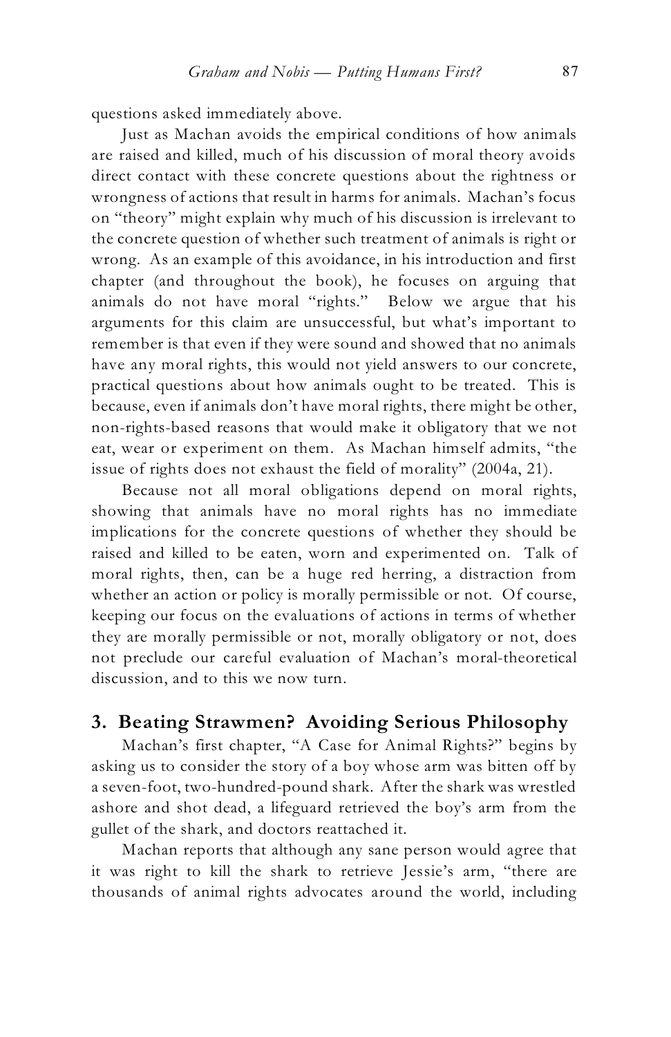questions asked immediately above.

Just as Machan avoids the empirical conditions of how animals are raised and killed, much of his discussion of moral theory avoids direct contact with these concrete questions about the rightness or wrongness of actions that result in harms for animals. Machan's focus on "theory" might explain why much of his discussion is irrelevant to the concrete question of whether such treatment of animals is right or wrong. As an example of this avoidance, in his introduction and first chapter (and throughout the book), he focuses on arguing that animals do not have moral "rights." Below we argue that his arguments for this claim are unsuccessful, but what's important to remember is that even if they were sound and showed that no animals have any moral rights, this would not yield answers to our concrete, practical questions about how animals ought to be treated. This is because, even if animals don't have moral rights, there might be other, non-rights-based reasons that would make it obligatory that we not eat, wear or experiment on them. As Machan himself admits, "the issue of rights does not exhaust the field of morality" (2004a, 21).

Because not all moral obligations depend on moral rights, showing that animals have no moral rights has no immediate implications for the concrete questions of whether they should be raised and killed to be eaten, worn and experimented on. Talk of moral rights, then, can be a huge red herring, a distraction from whether an action or policy is morally permissible or not. Of course, keeping our focus on the evaluations of actions in terms of whether they are morally permissible or not, morally obligatory or not, does not preclude our careful evaluation of Machan's moral-theoretical discussion, and to this we now turn.

## 3. Beating Strawmen? Avoiding Serious Philosophy

Machan's first chapter, "A Case for Animal Rights?" begins by asking us to consider the story of a boy whose arm was bitten off by a seven-foot, two-hundred-pound shark. After the shark was wrestled ashore and shot dead, a lifeguard retrieved the boy's arm from the gullet of the shark, and doctors reattached it.

Machan reports that although any sane person would agree that it was right to kill the shark to retrieve Jessie's arm, "there are thousands of animal rights advocates around the world, including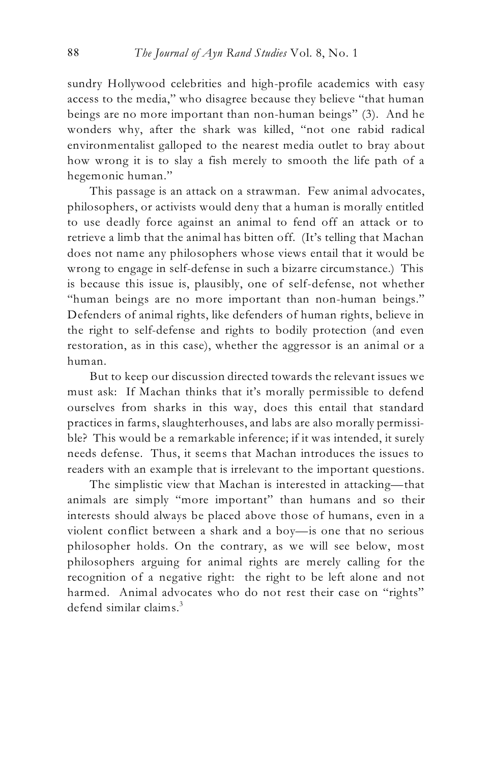sundry Hollywood celebrities and high-profile academics with easy access to the media," who disagree because they believe "that human beings are no more important than non-human beings" (3). And he wonders why, after the shark was killed, "not one rabid radical environmentalist galloped to the nearest media outlet to bray about how wrong it is to slay a fish merely to smooth the life path of a hegemonic human."

This passage is an attack on a strawman. Few animal advocates, philosophers, or activists would deny that a human is morally entitled to use deadly force against an animal to fend off an attack or to retrieve a limb that the animal has bitten off. (It's telling that Machan does not name any philosophers whose views entail that it would be wrong to engage in self-defense in such a bizarre circumstance.) This is because this issue is, plausibly, one of self-defense, not whether "human beings are no more important than non-human beings." Defenders of animal rights, like defenders of human rights, believe in the right to self-defense and rights to bodily protection (and even restoration, as in this case), whether the aggressor is an animal or a human.

But to keep our discussion directed towards the relevant issues we must ask: If Machan thinks that it's morally permissible to defend ourselves from sharks in this way, does this entail that standard practices in farms, slaughterhouses, and labs are also morally permissible? This would be a remarkable inference; if it was intended, it surely needs defense. Thus, it seems that Machan introduces the issues to readers with an example that is irrelevant to the important questions.

The simplistic view that Machan is interested in attacking—that animals are simply "more important" than humans and so their interests should always be placed above those of humans, even in a violent conflict between a shark and a boy—is one that no serious philosopher holds. On the contrary, as we will see below, most philosophers arguing for animal rights are merely calling for the recognition of a negative right: the right to be left alone and not harmed. Animal advocates who do not rest their case on "rights" defend similar claims.[3]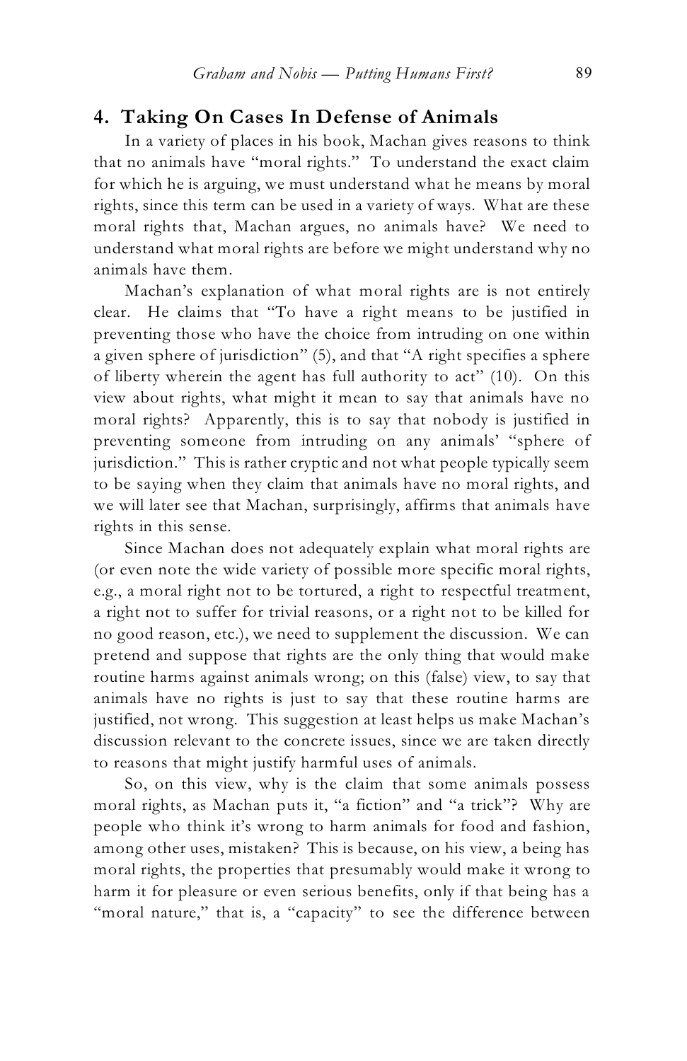## 4. Taking On Cases In Defense of Animals

In a variety of places in his book, Machan gives reasons to think that no animals have "moral rights." To understand the exact claim for which he is arguing, we must understand what he means by moral rights, since this term can be used in a variety of ways. What are these moral rights that, Machan argues, no animals have? We need to understand what moral rights are before we might understand why no animals have them.

Machan's explanation of what moral rights are is not entirely clear. He claims that "To have a right means to be justified in preventing those who have the choice from intruding on one within a given sphere of jurisdiction" (5), and that "A right specifies a sphere of liberty wherein the agent has full authority to act" (10). On this view about rights, what might it mean to say that animals have no moral rights? Apparently, this is to say that nobody is justified in preventing someone from intruding on any animals' "sphere of jurisdiction." This is rather cryptic and not what people typically seem to be saying when they claim that animals have no moral rights, and we will later see that Machan, surprisingly, affirms that animals have rights in this sense.

Since Machan does not adequately explain what moral rights are (or even note the wide variety of possible more specific moral rights, e.g., a moral right not to be tortured, a right to respectful treatment, a right not to suffer for trivial reasons, or a right not to be killed for no good reason, etc.), we need to supplement the discussion. We can pretend and suppose that rights are the only thing that would make routine harms against animals wrong; on this (false) view, to say that animals have no rights is just to say that these routine harms are justified, not wrong. This suggestion at least helps us make Machan's discussion relevant to the concrete issues, since we are taken directly to reasons that might justify harmful uses of animals.

So, on this view, why is the claim that some animals possess moral rights, as Machan puts it, "a fiction" and "a trick"? Why are people who think it's wrong to harm animals for food and fashion, among other uses, mistaken? This is because, on his view, a being has moral rights, the properties that presumably would make it wrong to harm it for pleasure or even serious benefits, only if that being has a "moral nature," that is, a "capacity" to see the difference between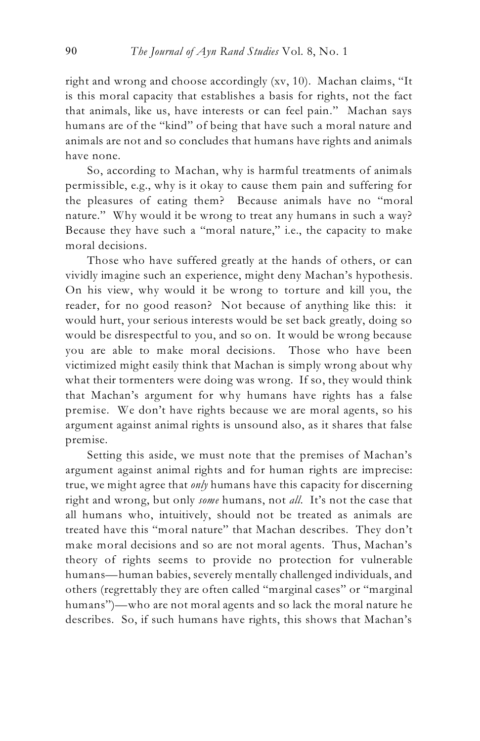right and wrong and choose accordingly (xv, 10). Machan claims, "It is this moral capacity that establishes a basis for rights, not the fact that animals, like us, have interests or can feel pain." Machan says humans are of the "kind" of being that have such a moral nature and animals are not and so concludes that humans have rights and animals have none.

So, according to Machan, why is harmful treatments of animals permissible, e.g., why is it okay to cause them pain and suffering for the pleasures of eating them? Because animals have no "moral nature." Why would it be wrong to treat any humans in such a way? Because they have such a "moral nature," i.e., the capacity to make moral decisions.

Those who have suffered greatly at the hands of others, or can vividly imagine such an experience, might deny Machan's hypothesis. On his view, why would it be wrong to torture and kill you, the reader, for no good reason? Not because of anything like this: it would hurt, your serious interests would be set back greatly, doing so would be disrespectful to you, and so on. It would be wrong because you are able to make moral decisions. Those who have been victimized might easily think that Machan is simply wrong about why what their tormenters were doing was wrong. If so, they would think that Machan's argument for why humans have rights has a false premise. We don't have rights because we are moral agents, so his argument against animal rights is unsound also, as it shares that false premise.

Setting this aside, we must note that the premises of Machan's argument against animal rights and for human rights are imprecise: true, we might agree that *only* humans have this capacity for discerning right and wrong, but only *some* humans, not *all*. It's not the case that all humans who, intuitively, should not be treated as animals are treated have this "moral nature" that Machan describes. They don't make moral decisions and so are not moral agents. Thus, Machan's theory of rights seems to provide no protection for vulnerable humans—human babies, severely mentally challenged individuals, and others (regrettably they are often called "marginal cases" or "marginal humans")—who are not moral agents and so lack the moral nature he describes. So, if such humans have rights, this shows that Machan's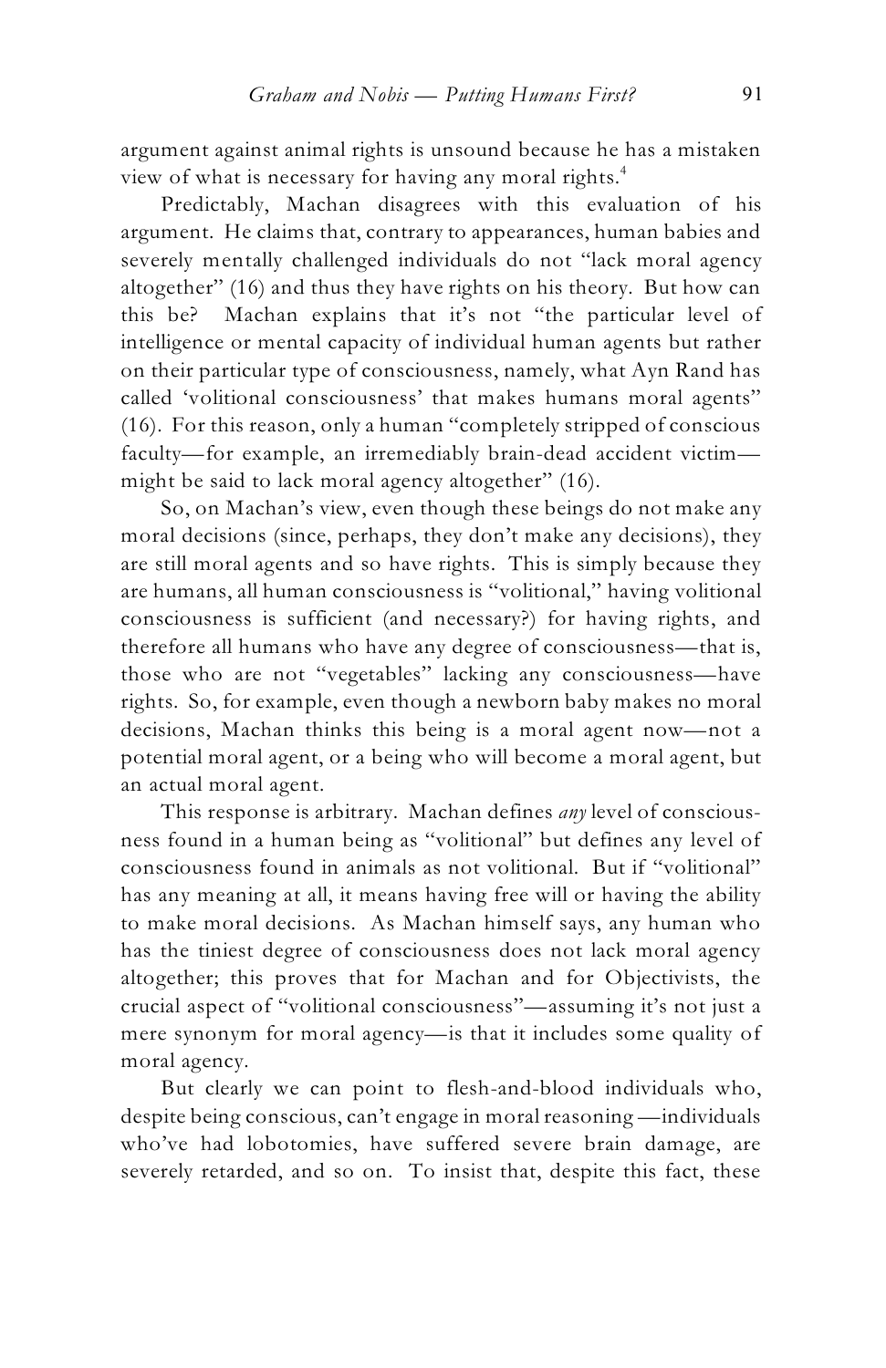argument against animal rights is unsound because he has a mistaken view of what is necessary for having any moral rights.[4]

Predictably, Machan disagrees with this evaluation of his argument. He claims that, contrary to appearances, human babies and severely mentally challenged individuals do not "lack moral agency altogether" (16) and thus they have rights on his theory. But how can this be? Machan explains that it's not "the particular level of intelligence or mental capacity of individual human agents but rather on their particular type of consciousness, namely, what Ayn Rand has called 'volitional consciousness' that makes humans moral agents" (16). For this reason, only a human "completely stripped of conscious faculty—for example, an irremediably brain-dead accident victim—might be said to lack moral agency altogether" (16).

So, on Machan's view, even though these beings do not make any moral decisions (since, perhaps, they don't make any decisions), they are still moral agents and so have rights. This is simply because they are humans, all human consciousness is "volitional," having volitional consciousness is sufficient (and necessary?) for having rights, and therefore all humans who have any degree of consciousness—that is, those who are not "vegetables" lacking any consciousness—have rights. So, for example, even though a newborn baby makes no moral decisions, Machan thinks this being is a moral agent now—not a potential moral agent, or a being who will become a moral agent, but an actual moral agent.

This response is arbitrary. Machan defines *any* level of consciousness found in a human being as "volitional" but defines any level of consciousness found in animals as not volitional. But if "volitional" has any meaning at all, it means having free will or having the ability to make moral decisions. As Machan himself says, any human who has the tiniest degree of consciousness does not lack moral agency altogether; this proves that for Machan and for Objectivists, the crucial aspect of "volitional consciousness"—assuming it's not just a mere synonym for moral agency—is that it includes some quality of moral agency.

But clearly we can point to flesh-and-blood individuals who, despite being conscious, can't engage in moral reasoning—individuals who've had lobotomies, have suffered severe brain damage, are severely retarded, and so on. To insist that, despite this fact, these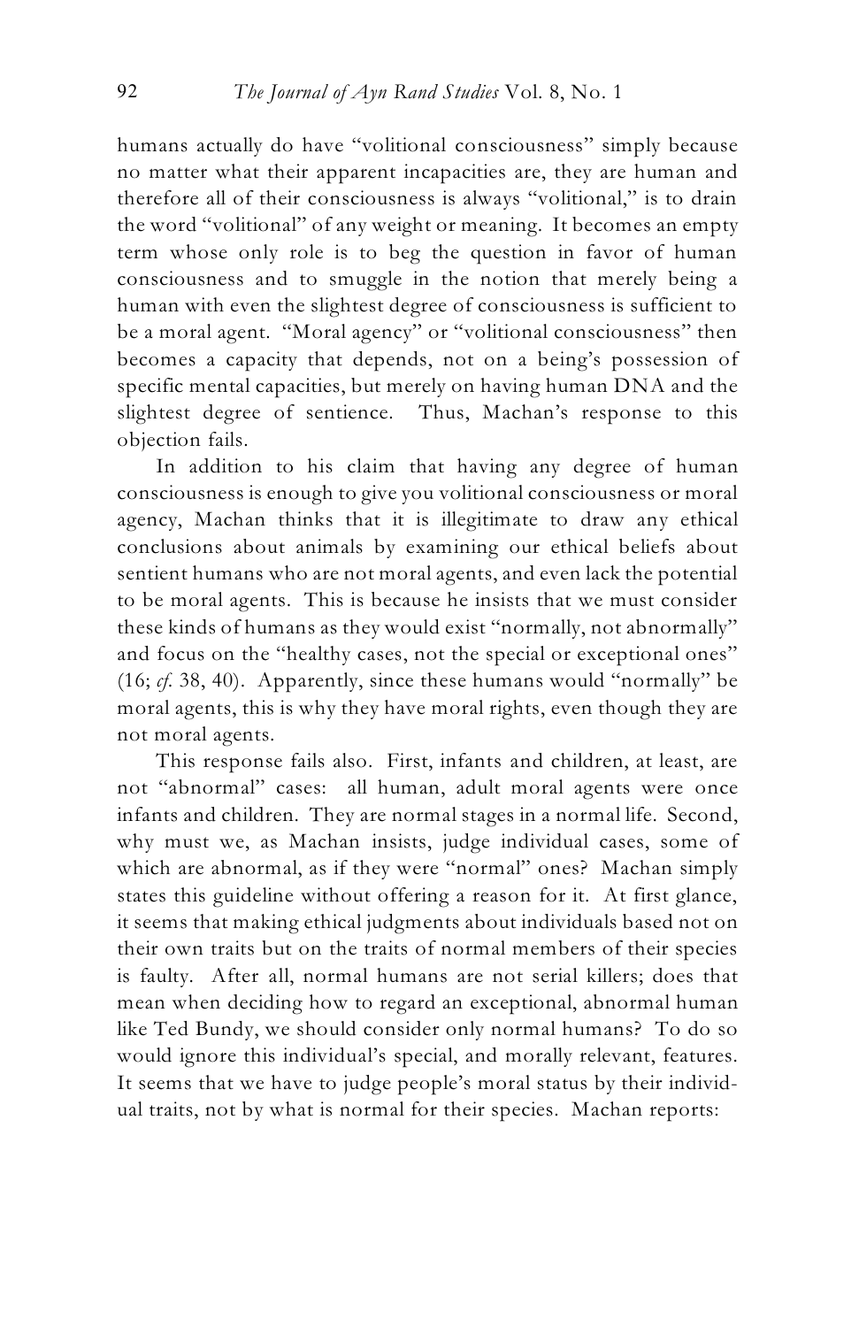humans actually do have "volitional consciousness" simply because no matter what their apparent incapacities are, they are human and therefore all of their consciousness is always "volitional," is to drain the word "volitional" of any weight or meaning. It becomes an empty term whose only role is to beg the question in favor of human consciousness and to smuggle in the notion that merely being a human with even the slightest degree of consciousness is sufficient to be a moral agent. "Moral agency" or "volitional consciousness" then becomes a capacity that depends, not on a being's possession of specific mental capacities, but merely on having human DNA and the slightest degree of sentience. Thus, Machan's response to this objection fails.

In addition to his claim that having any degree of human consciousness is enough to give you volitional consciousness or moral agency, Machan thinks that it is illegitimate to draw any ethical conclusions about animals by examining our ethical beliefs about sentient humans who are not moral agents, and even lack the potential to be moral agents. This is because he insists that we must consider these kinds of humans as they would exist "normally, not abnormally" and focus on the "healthy cases, not the special or exceptional ones" (16; *cf.* 38, 40). Apparently, since these humans would "normally" be moral agents, this is why they have moral rights, even though they are not moral agents.

This response fails also. First, infants and children, at least, are not "abnormal" cases: all human, adult moral agents were once infants and children. They are normal stages in a normal life. Second, why must we, as Machan insists, judge individual cases, some of which are abnormal, as if they were "normal" ones? Machan simply states this guideline without offering a reason for it. At first glance, it seems that making ethical judgments about individuals based not on their own traits but on the traits of normal members of their species is faulty. After all, normal humans are not serial killers; does that mean when deciding how to regard an exceptional, abnormal human like Ted Bundy, we should consider only normal humans? To do so would ignore this individual's special, and morally relevant, features. It seems that we have to judge people's moral status by their individual traits, not by what is normal for their species. Machan reports: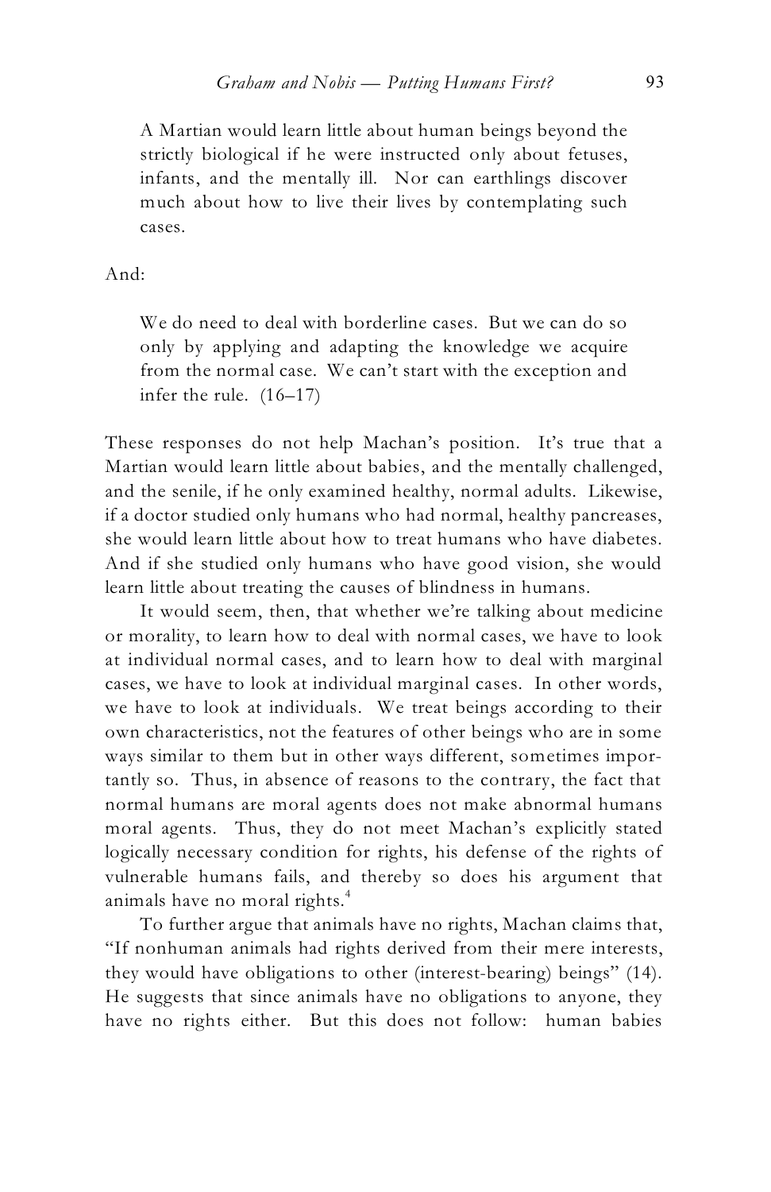> A Martian would learn little about human beings beyond the strictly biological if he were instructed only about fetuses, infants, and the mentally ill. Nor can earthlings discover much about how to live their lives by contemplating such cases.

And:

> We do need to deal with borderline cases. But we can do so only by applying and adapting the knowledge we acquire from the normal case. We can't start with the exception and infer the rule. (16–17)

These responses do not help Machan's position. It's true that a Martian would learn little about babies, and the mentally challenged, and the senile, if he only examined healthy, normal adults. Likewise, if a doctor studied only humans who had normal, healthy pancreases, she would learn little about how to treat humans who have diabetes. And if she studied only humans who have good vision, she would learn little about treating the causes of blindness in humans.

It would seem, then, that whether we're talking about medicine or morality, to learn how to deal with normal cases, we have to look at individual normal cases, and to learn how to deal with marginal cases, we have to look at individual marginal cases. In other words, we have to look at individuals. We treat beings according to their own characteristics, not the features of other beings who are in some ways similar to them but in other ways different, sometimes importantly so. Thus, in absence of reasons to the contrary, the fact that normal humans are moral agents does not make abnormal humans moral agents. Thus, they do not meet Machan's explicitly stated logically necessary condition for rights, his defense of the rights of vulnerable humans fails, and thereby so does his argument that animals have no moral rights.[4]

To further argue that animals have no rights, Machan claims that, "If nonhuman animals had rights derived from their mere interests, they would have obligations to other (interest-bearing) beings" (14). He suggests that since animals have no obligations to anyone, they have no rights either. But this does not follow: human babies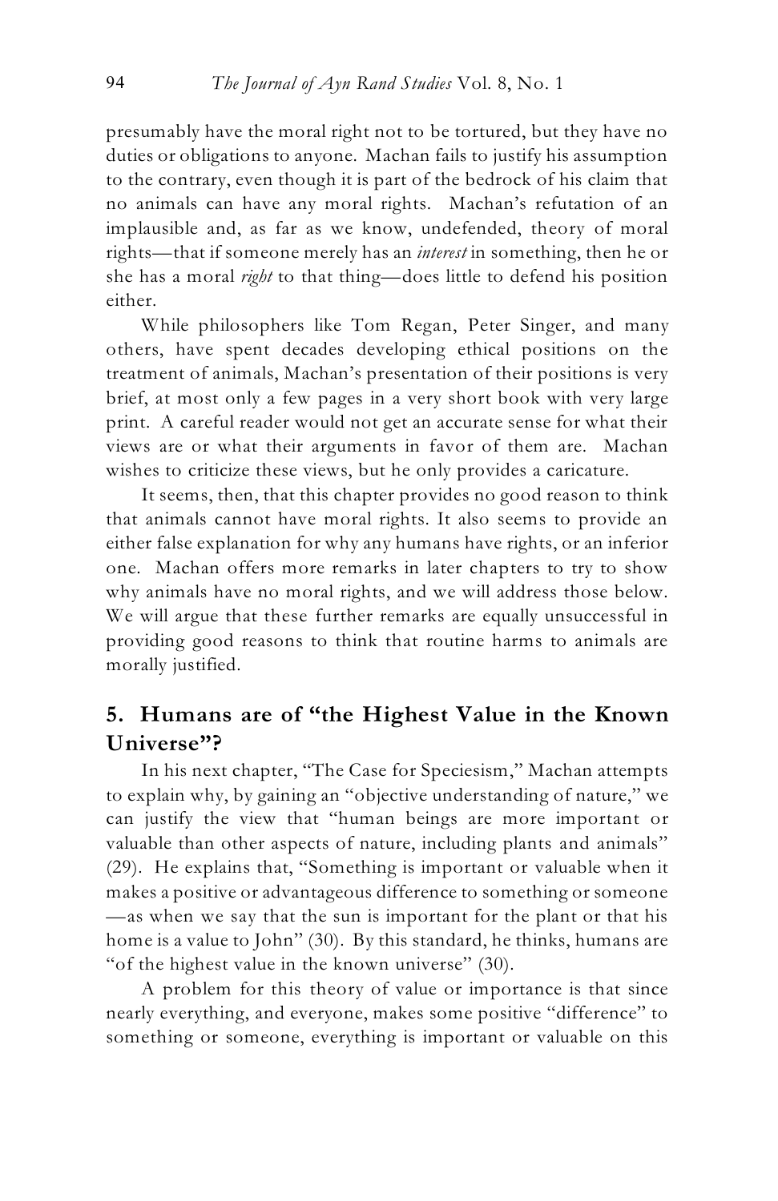presumably have the moral right not to be tortured, but they have no duties or obligations to anyone. Machan fails to justify his assumption to the contrary, even though it is part of the bedrock of his claim that no animals can have any moral rights. Machan's refutation of an implausible and, as far as we know, undefended, theory of moral rights—that if someone merely has an *interest* in something, then he or she has a moral *right* to that thing—does little to defend his position either.

While philosophers like Tom Regan, Peter Singer, and many others, have spent decades developing ethical positions on the treatment of animals, Machan's presentation of their positions is very brief, at most only a few pages in a very short book with very large print. A careful reader would not get an accurate sense for what their views are or what their arguments in favor of them are. Machan wishes to criticize these views, but he only provides a caricature.

It seems, then, that this chapter provides no good reason to think that animals cannot have moral rights. It also seems to provide an either false explanation for why any humans have rights, or an inferior one. Machan offers more remarks in later chapters to try to show why animals have no moral rights, and we will address those below. We will argue that these further remarks are equally unsuccessful in providing good reasons to think that routine harms to animals are morally justified.

## 5. Humans are of "the Highest Value in the Known Universe"?

In his next chapter, "The Case for Speciesism," Machan attempts to explain why, by gaining an "objective understanding of nature," we can justify the view that "human beings are more important or valuable than other aspects of nature, including plants and animals" (29). He explains that, "Something is important or valuable when it makes a positive or advantageous difference to something or someone —as when we say that the sun is important for the plant or that his home is a value to John" (30). By this standard, he thinks, humans are "of the highest value in the known universe" (30).

A problem for this theory of value or importance is that since nearly everything, and everyone, makes some positive "difference" to something or someone, everything is important or valuable on this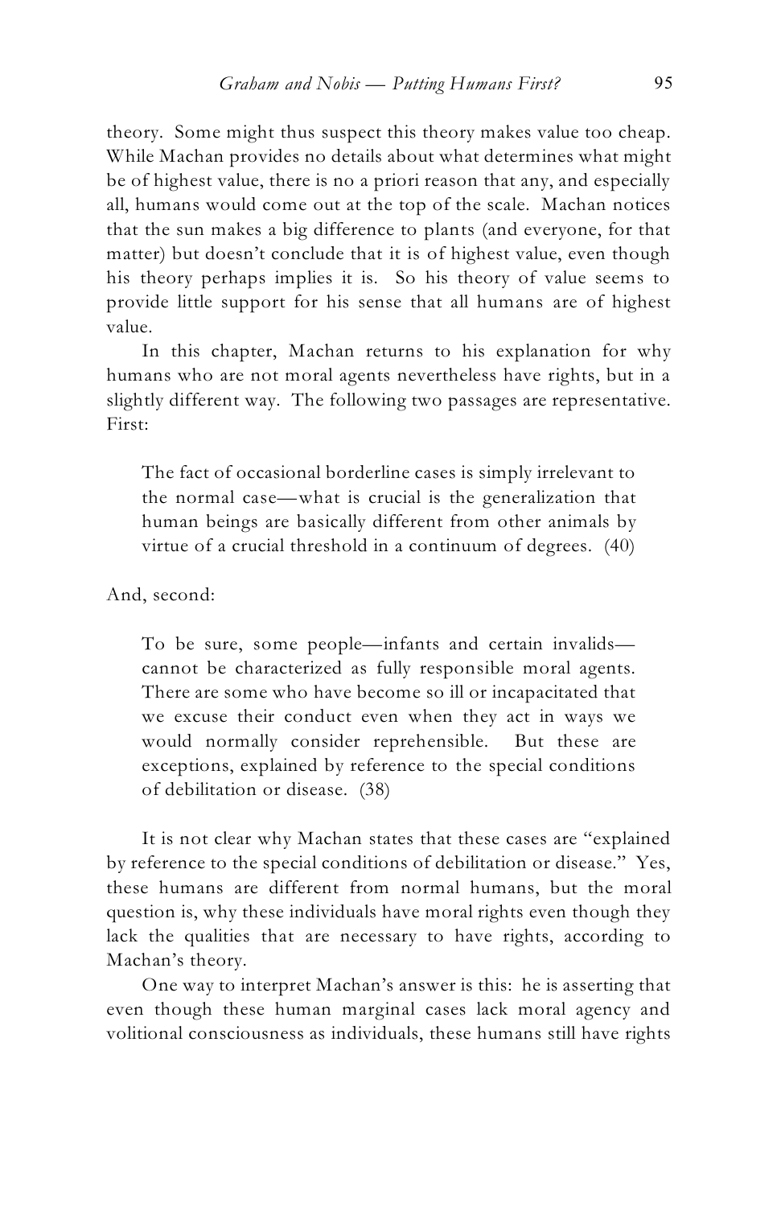theory. Some might thus suspect this theory makes value too cheap. While Machan provides no details about what determines what might be of highest value, there is no a priori reason that any, and especially all, humans would come out at the top of the scale. Machan notices that the sun makes a big difference to plants (and everyone, for that matter) but doesn't conclude that it is of highest value, even though his theory perhaps implies it is. So his theory of value seems to provide little support for his sense that all humans are of highest value.

In this chapter, Machan returns to his explanation for why humans who are not moral agents nevertheless have rights, but in a slightly different way. The following two passages are representative. First:

> The fact of occasional borderline cases is simply irrelevant to the normal case—what is crucial is the generalization that human beings are basically different from other animals by virtue of a crucial threshold in a continuum of degrees. (40)

And, second:

> To be sure, some people—infants and certain invalids—cannot be characterized as fully responsible moral agents. There are some who have become so ill or incapacitated that we excuse their conduct even when they act in ways we would normally consider reprehensible. But these are exceptions, explained by reference to the special conditions of debilitation or disease. (38)

It is not clear why Machan states that these cases are "explained by reference to the special conditions of debilitation or disease." Yes, these humans are different from normal humans, but the moral question is, why these individuals have moral rights even though they lack the qualities that are necessary to have rights, according to Machan's theory.

One way to interpret Machan's answer is this: he is asserting that even though these human marginal cases lack moral agency and volitional consciousness as individuals, these humans still have rights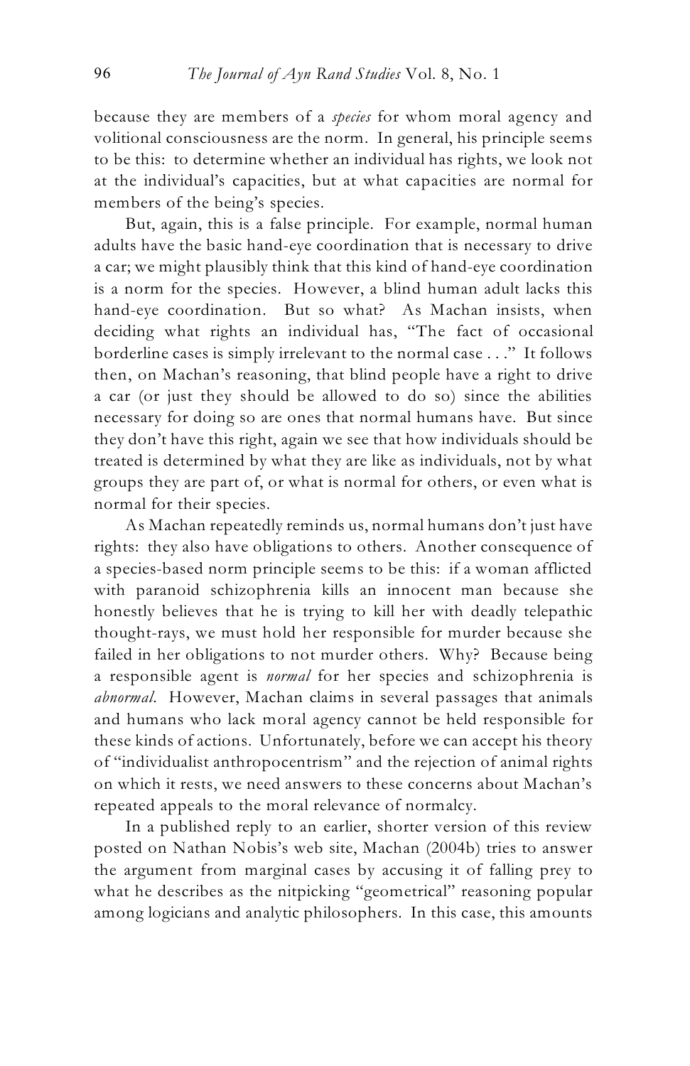because they are members of a *species* for whom moral agency and volitional consciousness are the norm. In general, his principle seems to be this: to determine whether an individual has rights, we look not at the individual's capacities, but at what capacities are normal for members of the being's species.

But, again, this is a false principle. For example, normal human adults have the basic hand-eye coordination that is necessary to drive a car; we might plausibly think that this kind of hand-eye coordination is a norm for the species. However, a blind human adult lacks this hand-eye coordination. But so what? As Machan insists, when deciding what rights an individual has, "The fact of occasional borderline cases is simply irrelevant to the normal case . . ." It follows then, on Machan's reasoning, that blind people have a right to drive a car (or just they should be allowed to do so) since the abilities necessary for doing so are ones that normal humans have. But since they don't have this right, again we see that how individuals should be treated is determined by what they are like as individuals, not by what groups they are part of, or what is normal for others, or even what is normal for their species.

As Machan repeatedly reminds us, normal humans don't just have rights: they also have obligations to others. Another consequence of a species-based norm principle seems to be this: if a woman afflicted with paranoid schizophrenia kills an innocent man because she honestly believes that he is trying to kill her with deadly telepathic thought-rays, we must hold her responsible for murder because she failed in her obligations to not murder others. Why? Because being a responsible agent is *normal* for her species and schizophrenia is *abnormal*. However, Machan claims in several passages that animals and humans who lack moral agency cannot be held responsible for these kinds of actions. Unfortunately, before we can accept his theory of "individualist anthropocentrism" and the rejection of animal rights on which it rests, we need answers to these concerns about Machan's repeated appeals to the moral relevance of normalcy.

In a published reply to an earlier, shorter version of this review posted on Nathan Nobis's web site, Machan (2004b) tries to answer the argument from marginal cases by accusing it of falling prey to what he describes as the nitpicking "geometrical" reasoning popular among logicians and analytic philosophers. In this case, this amounts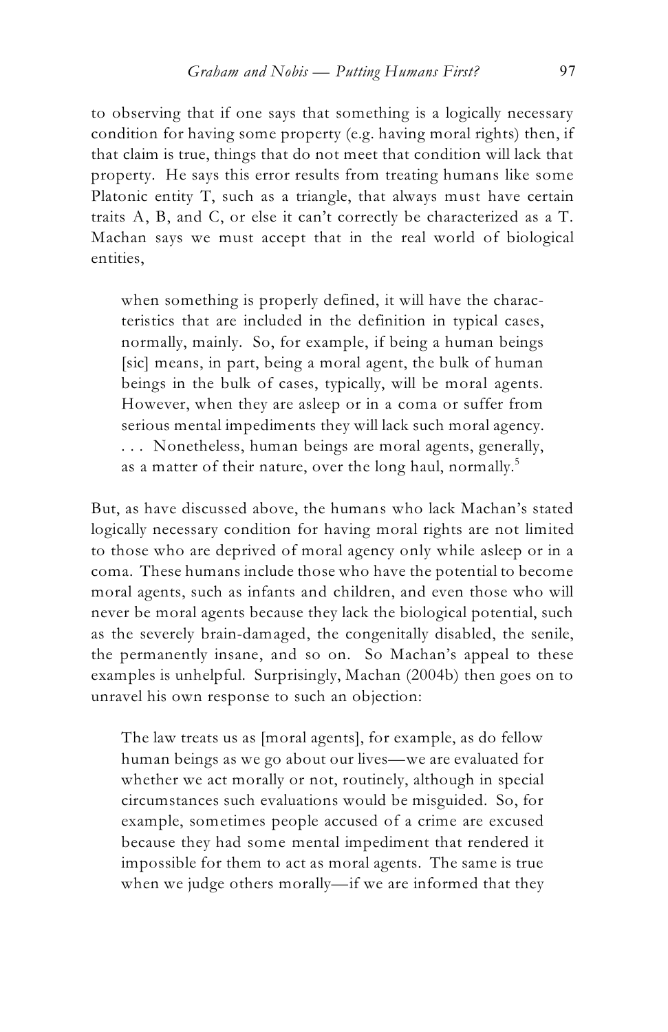to observing that if one says that something is a logically necessary condition for having some property (e.g. having moral rights) then, if that claim is true, things that do not meet that condition will lack that property. He says this error results from treating humans like some Platonic entity T, such as a triangle, that always must have certain traits A, B, and C, or else it can't correctly be characterized as a T. Machan says we must accept that in the real world of biological entities,

> when something is properly defined, it will have the characteristics that are included in the definition in typical cases, normally, mainly. So, for example, if being a human beings [sic] means, in part, being a moral agent, the bulk of human beings in the bulk of cases, typically, will be moral agents. However, when they are asleep or in a coma or suffer from serious mental impediments they will lack such moral agency. . . . Nonetheless, human beings are moral agents, generally, as a matter of their nature, over the long haul, normally.[5]

But, as have discussed above, the humans who lack Machan's stated logically necessary condition for having moral rights are not limited to those who are deprived of moral agency only while asleep or in a coma. These humans include those who have the potential to become moral agents, such as infants and children, and even those who will never be moral agents because they lack the biological potential, such as the severely brain-damaged, the congenitally disabled, the senile, the permanently insane, and so on. So Machan's appeal to these examples is unhelpful. Surprisingly, Machan (2004b) then goes on to unravel his own response to such an objection:

> The law treats us as [moral agents], for example, as do fellow human beings as we go about our lives—we are evaluated for whether we act morally or not, routinely, although in special circumstances such evaluations would be misguided. So, for example, sometimes people accused of a crime are excused because they had some mental impediment that rendered it impossible for them to act as moral agents. The same is true when we judge others morally—if we are informed that they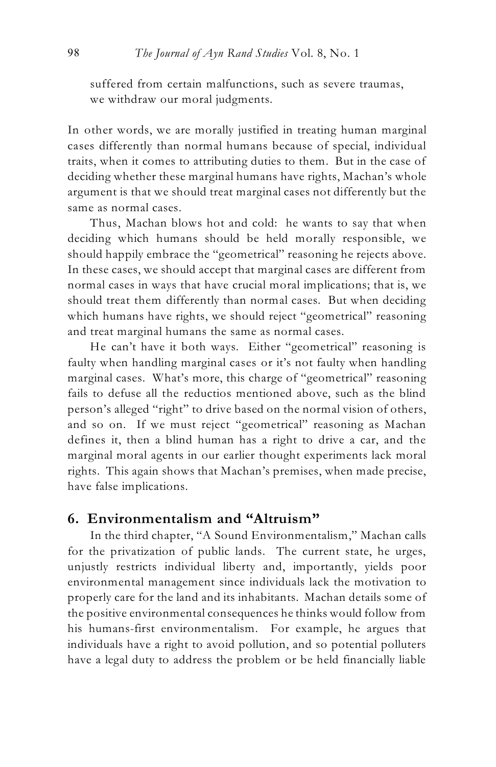suffered from certain malfunctions, such as severe traumas, we withdraw our moral judgments.

In other words, we are morally justified in treating human marginal cases differently than normal humans because of special, individual traits, when it comes to attributing duties to them. But in the case of deciding whether these marginal humans have rights, Machan's whole argument is that we should treat marginal cases not differently but the same as normal cases.

Thus, Machan blows hot and cold: he wants to say that when deciding which humans should be held morally responsible, we should happily embrace the "geometrical" reasoning he rejects above. In these cases, we should accept that marginal cases are different from normal cases in ways that have crucial moral implications; that is, we should treat them differently than normal cases. But when deciding which humans have rights, we should reject "geometrical" reasoning and treat marginal humans the same as normal cases.

He can't have it both ways. Either "geometrical" reasoning is faulty when handling marginal cases or it's not faulty when handling marginal cases. What's more, this charge of "geometrical" reasoning fails to defuse all the reductios mentioned above, such as the blind person's alleged "right" to drive based on the normal vision of others, and so on. If we must reject "geometrical" reasoning as Machan defines it, then a blind human has a right to drive a car, and the marginal moral agents in our earlier thought experiments lack moral rights. This again shows that Machan's premises, when made precise, have false implications.

## 6. Environmentalism and "Altruism"

In the third chapter, "A Sound Environmentalism," Machan calls for the privatization of public lands. The current state, he urges, unjustly restricts individual liberty and, importantly, yields poor environmental management since individuals lack the motivation to properly care for the land and its inhabitants. Machan details some of the positive environmental consequences he thinks would follow from his humans-first environmentalism. For example, he argues that individuals have a right to avoid pollution, and so potential polluters have a legal duty to address the problem or be held financially liable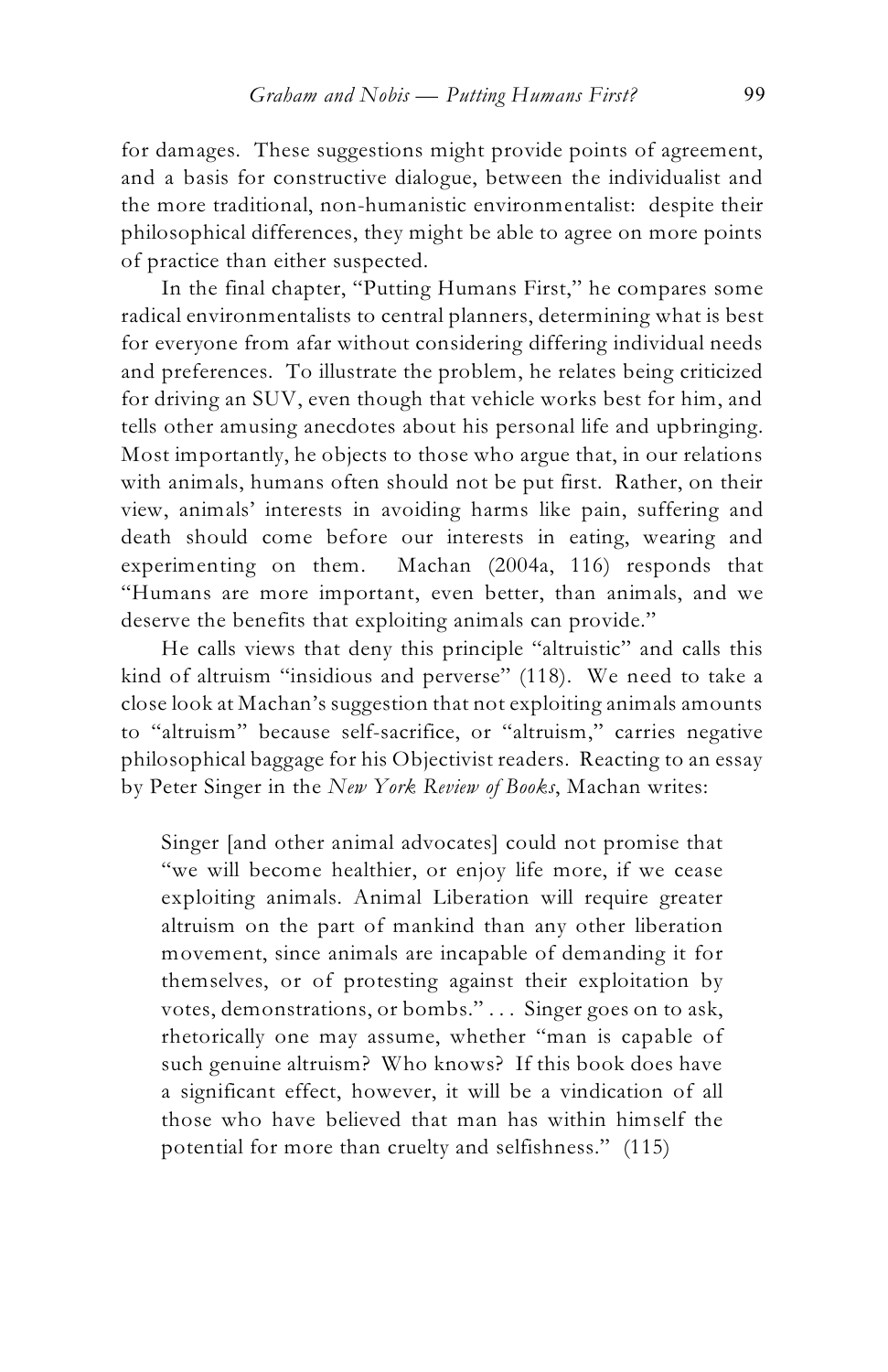for damages. These suggestions might provide points of agreement, and a basis for constructive dialogue, between the individualist and the more traditional, non-humanistic environmentalist: despite their philosophical differences, they might be able to agree on more points of practice than either suspected.

In the final chapter, "Putting Humans First," he compares some radical environmentalists to central planners, determining what is best for everyone from afar without considering differing individual needs and preferences. To illustrate the problem, he relates being criticized for driving an SUV, even though that vehicle works best for him, and tells other amusing anecdotes about his personal life and upbringing. Most importantly, he objects to those who argue that, in our relations with animals, humans often should not be put first. Rather, on their view, animals' interests in avoiding harms like pain, suffering and death should come before our interests in eating, wearing and experimenting on them. Machan (2004a, 116) responds that "Humans are more important, even better, than animals, and we deserve the benefits that exploiting animals can provide."

He calls views that deny this principle "altruistic" and calls this kind of altruism "insidious and perverse" (118). We need to take a close look at Machan's suggestion that not exploiting animals amounts to "altruism" because self-sacrifice, or "altruism," carries negative philosophical baggage for his Objectivist readers. Reacting to an essay by Peter Singer in the *New York Review of Books*, Machan writes:

> Singer [and other animal advocates] could not promise that "we will become healthier, or enjoy life more, if we cease exploiting animals. Animal Liberation will require greater altruism on the part of mankind than any other liberation movement, since animals are incapable of demanding it for themselves, or of protesting against their exploitation by votes, demonstrations, or bombs." . . . Singer goes on to ask, rhetorically one may assume, whether "man is capable of such genuine altruism? Who knows? If this book does have a significant effect, however, it will be a vindication of all those who have believed that man has within himself the potential for more than cruelty and selfishness." (115)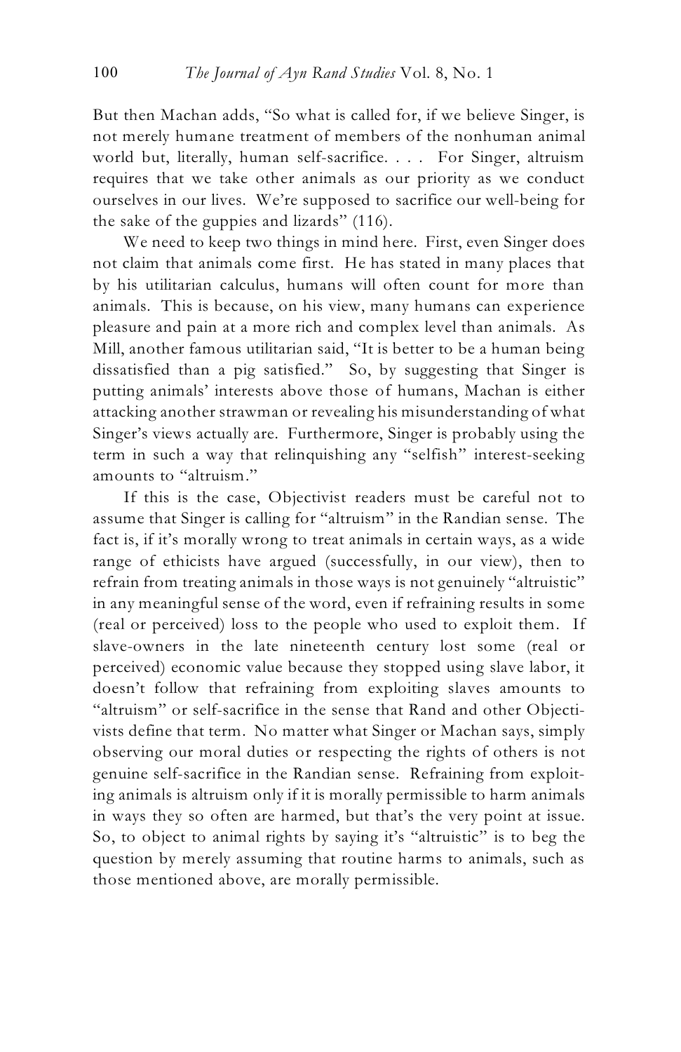But then Machan adds, "So what is called for, if we believe Singer, is not merely humane treatment of members of the nonhuman animal world but, literally, human self-sacrifice. . . . For Singer, altruism requires that we take other animals as our priority as we conduct ourselves in our lives. We're supposed to sacrifice our well-being for the sake of the guppies and lizards" (116).

We need to keep two things in mind here. First, even Singer does not claim that animals come first. He has stated in many places that by his utilitarian calculus, humans will often count for more than animals. This is because, on his view, many humans can experience pleasure and pain at a more rich and complex level than animals. As Mill, another famous utilitarian said, "It is better to be a human being dissatisfied than a pig satisfied." So, by suggesting that Singer is putting animals' interests above those of humans, Machan is either attacking another strawman or revealing his misunderstanding of what Singer's views actually are. Furthermore, Singer is probably using the term in such a way that relinquishing any "selfish" interest-seeking amounts to "altruism."

If this is the case, Objectivist readers must be careful not to assume that Singer is calling for "altruism" in the Randian sense. The fact is, if it's morally wrong to treat animals in certain ways, as a wide range of ethicists have argued (successfully, in our view), then to refrain from treating animals in those ways is not genuinely "altruistic" in any meaningful sense of the word, even if refraining results in some (real or perceived) loss to the people who used to exploit them. If slave-owners in the late nineteenth century lost some (real or perceived) economic value because they stopped using slave labor, it doesn't follow that refraining from exploiting slaves amounts to "altruism" or self-sacrifice in the sense that Rand and other Objectivists define that term. No matter what Singer or Machan says, simply observing our moral duties or respecting the rights of others is not genuine self-sacrifice in the Randian sense. Refraining from exploiting animals is altruism only if it is morally permissible to harm animals in ways they so often are harmed, but that's the very point at issue. So, to object to animal rights by saying it's "altruistic" is to beg the question by merely assuming that routine harms to animals, such as those mentioned above, are morally permissible.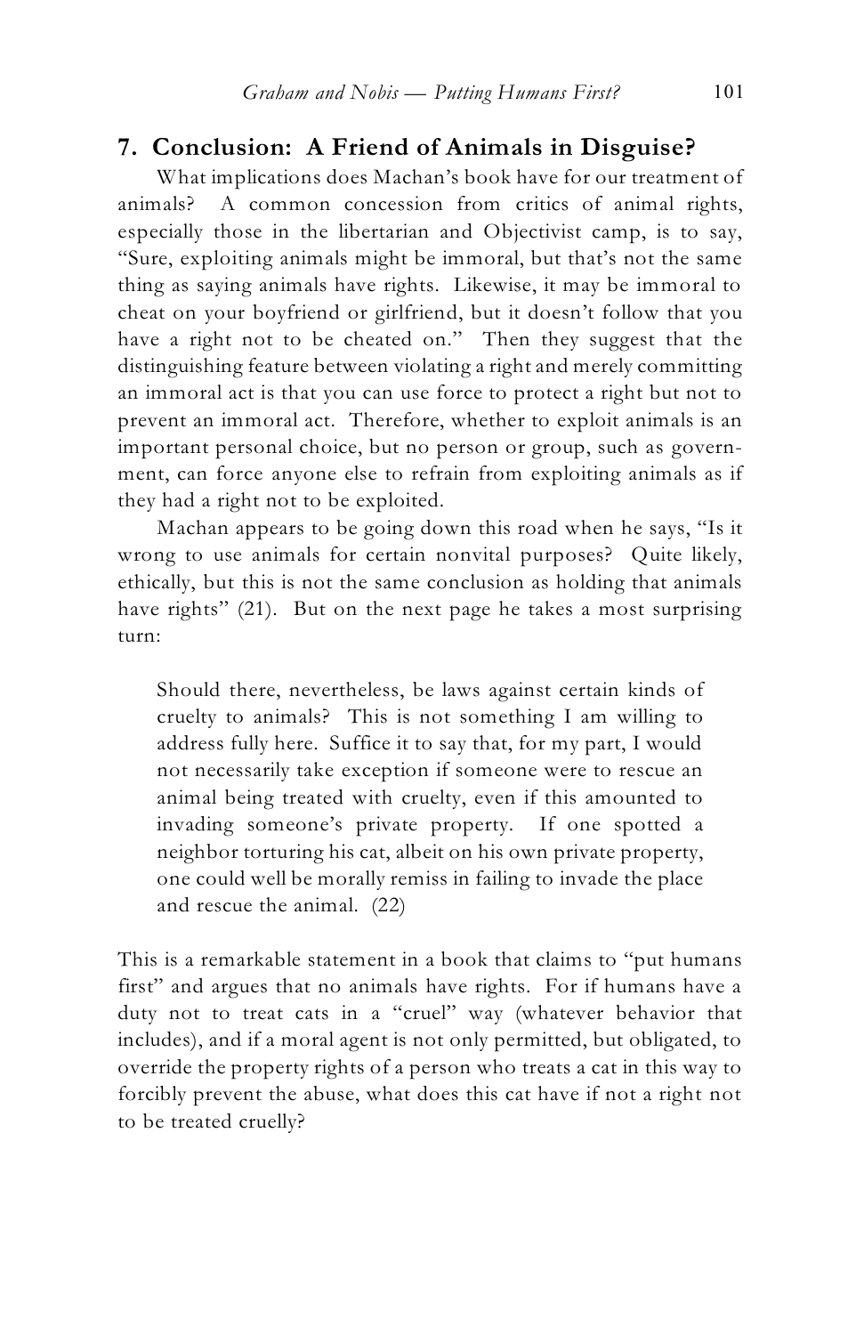## 7. Conclusion: A Friend of Animals in Disguise?

What implications does Machan's book have for our treatment of animals? A common concession from critics of animal rights, especially those in the libertarian and Objectivist camp, is to say, "Sure, exploiting animals might be immoral, but that's not the same thing as saying animals have rights. Likewise, it may be immoral to cheat on your boyfriend or girlfriend, but it doesn't follow that you have a right not to be cheated on." Then they suggest that the distinguishing feature between violating a right and merely committing an immoral act is that you can use force to protect a right but not to prevent an immoral act. Therefore, whether to exploit animals is an important personal choice, but no person or group, such as government, can force anyone else to refrain from exploiting animals as if they had a right not to be exploited.

Machan appears to be going down this road when he says, "Is it wrong to use animals for certain nonvital purposes? Quite likely, ethically, but this is not the same conclusion as holding that animals have rights" (21). But on the next page he takes a most surprising turn:

> Should there, nevertheless, be laws against certain kinds of cruelty to animals? This is not something I am willing to address fully here. Suffice it to say that, for my part, I would not necessarily take exception if someone were to rescue an animal being treated with cruelty, even if this amounted to invading someone's private property. If one spotted a neighbor torturing his cat, albeit on his own private property, one could well be morally remiss in failing to invade the place and rescue the animal. (22)

This is a remarkable statement in a book that claims to "put humans first" and argues that no animals have rights. For if humans have a duty not to treat cats in a "cruel" way (whatever behavior that includes), and if a moral agent is not only permitted, but obligated, to override the property rights of a person who treats a cat in this way to forcibly prevent the abuse, what does this cat have if not a right not to be treated cruelly?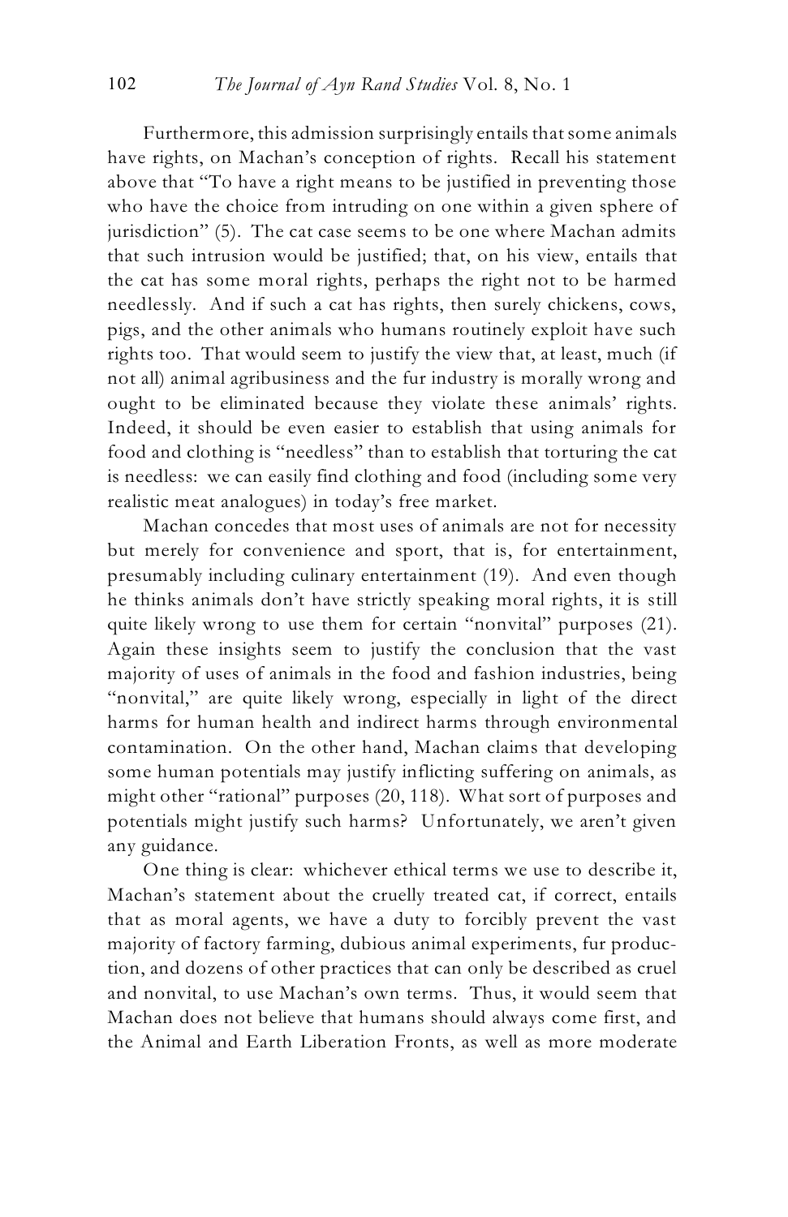Furthermore, this admission surprisingly entails that some animals have rights, on Machan's conception of rights. Recall his statement above that "To have a right means to be justified in preventing those who have the choice from intruding on one within a given sphere of jurisdiction" (5). The cat case seems to be one where Machan admits that such intrusion would be justified; that, on his view, entails that the cat has some moral rights, perhaps the right not to be harmed needlessly. And if such a cat has rights, then surely chickens, cows, pigs, and the other animals who humans routinely exploit have such rights too. That would seem to justify the view that, at least, much (if not all) animal agribusiness and the fur industry is morally wrong and ought to be eliminated because they violate these animals' rights. Indeed, it should be even easier to establish that using animals for food and clothing is "needless" than to establish that torturing the cat is needless: we can easily find clothing and food (including some very realistic meat analogues) in today's free market.

Machan concedes that most uses of animals are not for necessity but merely for convenience and sport, that is, for entertainment, presumably including culinary entertainment (19). And even though he thinks animals don't have strictly speaking moral rights, it is still quite likely wrong to use them for certain "nonvital" purposes (21). Again these insights seem to justify the conclusion that the vast majority of uses of animals in the food and fashion industries, being "nonvital," are quite likely wrong, especially in light of the direct harms for human health and indirect harms through environmental contamination. On the other hand, Machan claims that developing some human potentials may justify inflicting suffering on animals, as might other "rational" purposes (20, 118). What sort of purposes and potentials might justify such harms? Unfortunately, we aren't given any guidance.

One thing is clear: whichever ethical terms we use to describe it, Machan's statement about the cruelly treated cat, if correct, entails that as moral agents, we have a duty to forcibly prevent the vast majority of factory farming, dubious animal experiments, fur production, and dozens of other practices that can only be described as cruel and nonvital, to use Machan's own terms. Thus, it would seem that Machan does not believe that humans should always come first, and the Animal and Earth Liberation Fronts, as well as more moderate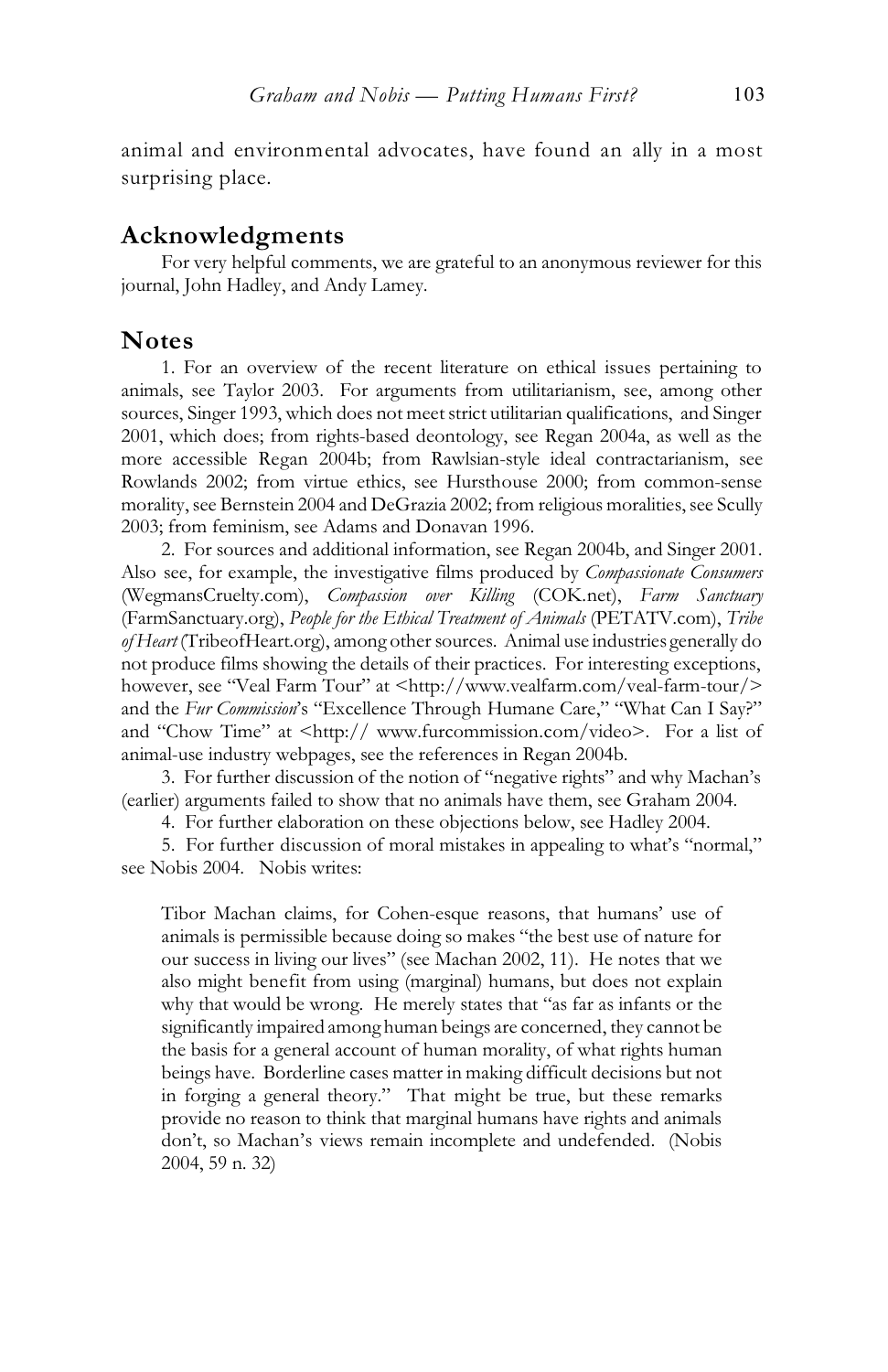animal and environmental advocates, have found an ally in a most surprising place.

## Acknowledgments

For very helpful comments, we are grateful to an anonymous reviewer for this journal, John Hadley, and Andy Lamey.

## Notes

1. For an overview of the recent literature on ethical issues pertaining to animals, see Taylor 2003. For arguments from utilitarianism, see, among other sources, Singer 1993, which does not meet strict utilitarian qualifications, and Singer 2001, which does; from rights-based deontology, see Regan 2004a, as well as the more accessible Regan 2004b; from Rawlsian-style ideal contractarianism, see Rowlands 2002; from virtue ethics, see Hursthouse 2000; from common-sense morality, see Bernstein 2004 and DeGrazia 2002; from religious moralities, see Scully 2003; from feminism, see Adams and Donavan 1996.

2. For sources and additional information, see Regan 2004b, and Singer 2001. Also see, for example, the investigative films produced by *Compassionate Consumers* (WegmansCruelty.com), *Compassion over Killing* (COK.net), *Farm Sanctuary* (FarmSanctuary.org), *People for the Ethical Treatment of Animals* (PETATV.com), *Tribe of Heart* (TribeofHeart.org), among other sources. Animal use industries generally do not produce films showing the details of their practices. For interesting exceptions, however, see "Veal Farm Tour" at <http://www.vealfarm.com/veal-farm-tour/> and the *Fur Commission*'s "Excellence Through Humane Care," "What Can I Say?" and "Chow Time" at <http:// www.furcommission.com/video>. For a list of animal-use industry webpages, see the references in Regan 2004b.

3. For further discussion of the notion of "negative rights" and why Machan's (earlier) arguments failed to show that no animals have them, see Graham 2004.

4. For further elaboration on these objections below, see Hadley 2004.

5. For further discussion of moral mistakes in appealing to what's "normal," see Nobis 2004. Nobis writes:

> Tibor Machan claims, for Cohen-esque reasons, that humans' use of animals is permissible because doing so makes "the best use of nature for our success in living our lives" (see Machan 2002, 11). He notes that we also might benefit from using (marginal) humans, but does not explain why that would be wrong. He merely states that "as far as infants or the significantly impaired among human beings are concerned, they cannot be the basis for a general account of human morality, of what rights human beings have. Borderline cases matter in making difficult decisions but not in forging a general theory." That might be true, but these remarks provide no reason to think that marginal humans have rights and animals don't, so Machan's views remain incomplete and undefended. (Nobis 2004, 59 n. 32)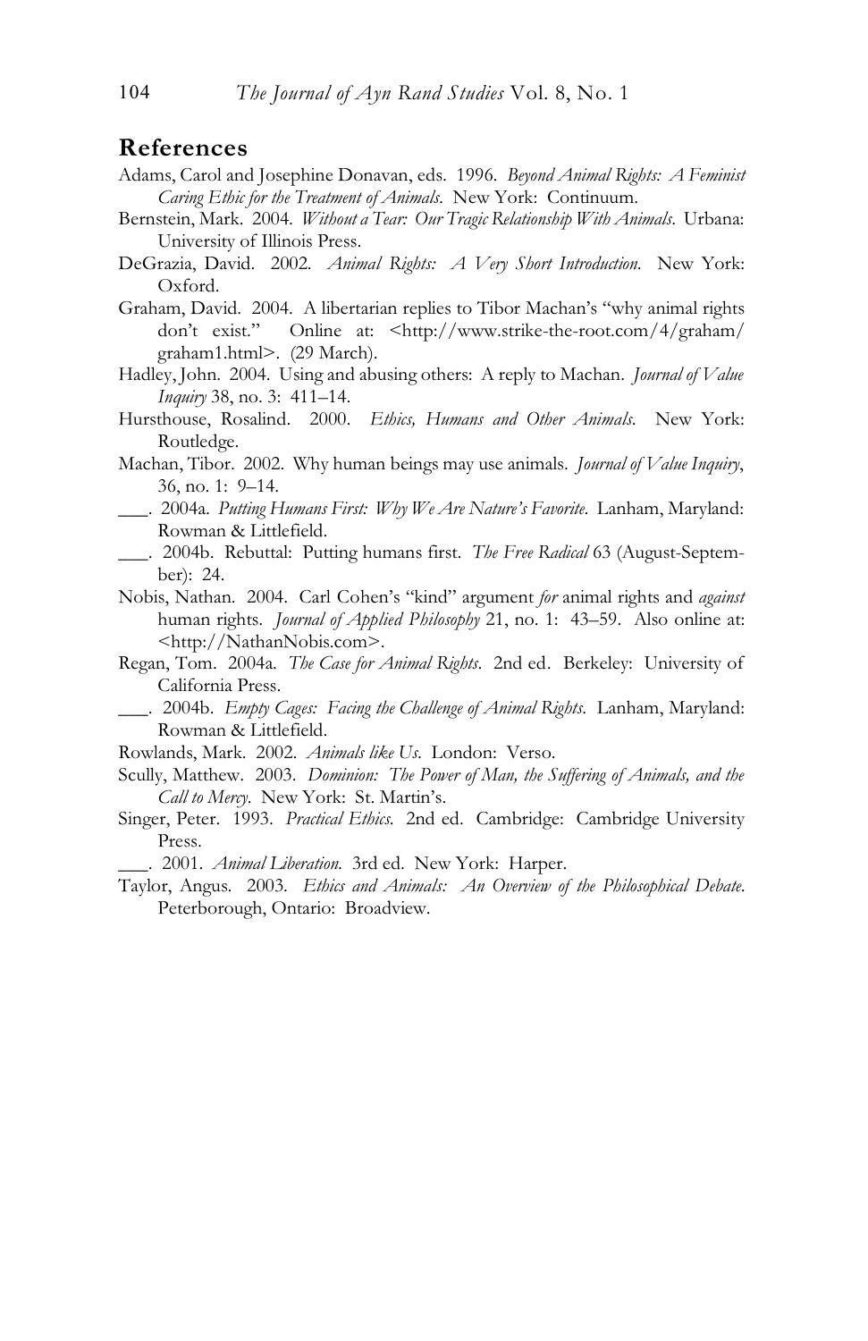## References

Adams, Carol and Josephine Donavan, eds. 1996. *Beyond Animal Rights: A Feminist Caring Ethic for the Treatment of Animals*. New York: Continuum.

Bernstein, Mark. 2004. *Without a Tear: Our Tragic Relationship With Animals*. Urbana: University of Illinois Press.

DeGrazia, David. 2002. *Animal Rights: A Very Short Introduction*. New York: Oxford.

Graham, David. 2004. A libertarian replies to Tibor Machan's "why animal rights don't exist." Online at: <http://www.strike-the-root.com/4/graham/graham1.html>. (29 March).

Hadley, John. 2004. Using and abusing others: A reply to Machan. *Journal of Value Inquiry* 38, no. 3: 411–14.

Hursthouse, Rosalind. 2000. *Ethics, Humans and Other Animals*. New York: Routledge.

Machan, Tibor. 2002. Why human beings may use animals. *Journal of Value Inquiry*, 36, no. 1: 9–14.

\_\_\_. 2004a. *Putting Humans First: Why We Are Nature's Favorite*. Lanham, Maryland: Rowman & Littlefield.

\_\_\_. 2004b. Rebuttal: Putting humans first. *The Free Radical* 63 (August-September): 24.

Nobis, Nathan. 2004. Carl Cohen's "kind" argument *for* animal rights and *against* human rights. *Journal of Applied Philosophy* 21, no. 1: 43–59. Also online at: <http://NathanNobis.com>.

Regan, Tom. 2004a. *The Case for Animal Rights*. 2nd ed. Berkeley: University of California Press.

\_\_\_. 2004b. *Empty Cages: Facing the Challenge of Animal Rights*. Lanham, Maryland: Rowman & Littlefield.

Rowlands, Mark. 2002. *Animals like Us*. London: Verso.

Scully, Matthew. 2003. *Dominion: The Power of Man, the Suffering of Animals, and the Call to Mercy*. New York: St. Martin's.

Singer, Peter. 1993. *Practical Ethics*. 2nd ed. Cambridge: Cambridge University Press.

\_\_\_. 2001. *Animal Liberation*. 3rd ed. New York: Harper.

Taylor, Angus. 2003. *Ethics and Animals: An Overview of the Philosophical Debate*. Peterborough, Ontario: Broadview.